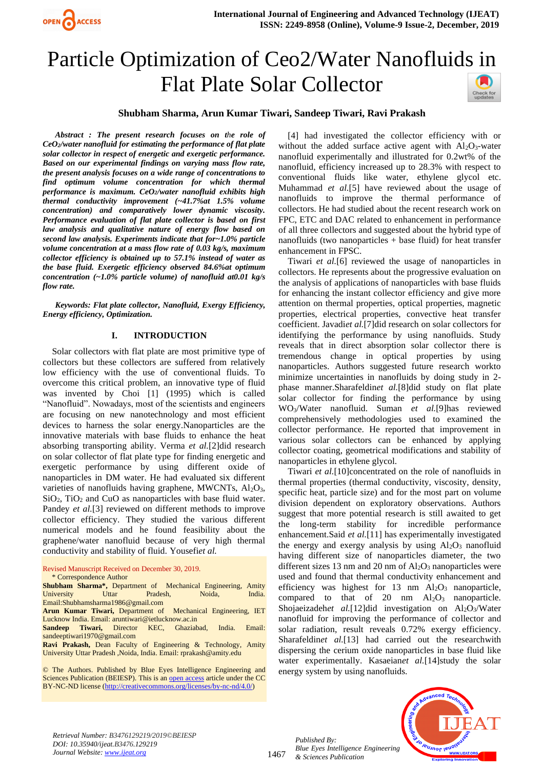# Particle Optimization of Ceo2/Water Nanofluids in Flat Plate Solar Collector

**Shubham Sharma, Arun Kumar Tiwari, Sandeep Tiwari, Ravi Prakash**

***Abstract : The present research focuses on the role of $CeO_2$/water nanofluid for estimating the performance of flat plate solar collector in respect of energetic and exergetic performance. Based on our experimental findings on varying mass flow rate, the present analysis focuses on a wide range of concentrations to find optimum volume concentration for which thermal performance is maximum. $CeO_2$/water nanofluid exhibits high thermal conductivity improvement (~41.7%at 1.5% volume concentration) and comparatively lower dynamic viscosity. Performance evaluation of flat plate collector is based on first law analysis and qualitative nature of energy flow based on second law analysis. Experiments indicate that for~1.0% particle volume concentration at a mass flow rate of 0.03 kg/s, maximum collector efficiency is obtained up to 57.1% instead of water as the base fluid. Exergetic efficiency observed 84.6%at optimum concentration (~1.0% particle volume) of nanofluid at0.01 kg/s flow rate.***

***Keywords: Flat plate collector, Nanofluid, Exergy Efficiency, Energy efficiency, Optimization.***

## I. INTRODUCTION

Solar collectors with flat plate are most primitive type of collectors but these collectors are suffered from relatively low efficiency with the use of conventional fluids. To overcome this critical problem, an innovative type of fluid was invented by Choi [1] (1995) which is called "Nanofluid". Nowadays, most of the scientists and engineers are focusing on new nanotechnology and most efficient devices to harness the solar energy.Nanoparticles are the innovative materials with base fluids to enhance the heat absorbing transporting ability. Verma *et al.*[2]did research on solar collector of flat plate type for finding energetic and exergetic performance by using different oxide of nanoparticles in DM water. He had evaluated six different varieties of nanofluids having graphene, MWCNTs, $Al_2O_3$, $SiO_2$, $TiO_2$ and CuO as nanoparticles with base fluid water. Pandey *et al.*[3] reviewed on different methods to improve collector efficiency. They studied the various different numerical models and he found feasibility about the graphene/water nanofluid because of very high thermal conductivity and stability of fluid. Yousefi*et al.* [4] had investigated the collector efficiency with or without the added surface active agent with $Al_2O_3$-water nanofluid experimentally and illustrated for 0.2wt% of the nanofluid, efficiency increased up to 28.3% with respect to conventional fluids like water, ethylene glycol etc. Muhammad *et al.*[5] have reviewed about the usage of nanofluids to improve the thermal performance of collectors. He had studied about the recent research work on FPC, ETC and DAC related to enhancement in performance of all three collectors and suggested about the hybrid type of nanofluids (two nanoparticles + base fluid) for heat transfer enhancement in FPSC.

Tiwari *et al.*[6] reviewed the usage of nanoparticles in collectors. He represents about the progressive evaluation on the analysis of applications of nanoparticles with base fluids for enhancing the instant collector efficiency and give more attention on thermal properties, optical properties, magnetic properties, electrical properties, convective heat transfer coefficient. Javadi*et al.*[7]did research on solar collectors for identifying the performance by using nanofluids. Study reveals that in direct absorption solar collector there is tremendous change in optical properties by using nanoparticles. Authors suggested future research workto minimize uncertainties in nanofluids by doing study in 2-phase manner.Sharafeldin*et al.*[8]did study on flat plate solar collector for finding the performance by using $WO_3$/Water nanofluid. Suman *et al.*[9]has reviewed comprehensively methodologies used to examined the collector performance. He reported that improvement in various solar collectors can be enhanced by applying collector coating, geometrical modifications and stability of nanoparticles in ethylene glycol.

Tiwari *et al.*[10]concentrated on the role of nanofluids in thermal properties (thermal conductivity, viscosity, density, specific heat, particle size) and for the most part on volume division dependent on exploratory observations. Authors suggest that more potential research is still awaited to get the long-term stability for incredible performance enhancement.Said *et al.*[11] has experimentally investigated the energy and exergy analysis by using $Al_2O_3$ nanofluid having different size of nanoparticles diameter, the two different sizes 13 nm and 20 nm of $Al_2O_3$ nanoparticles were used and found that thermal conductivity enhancement and efficiency was highest for 13 nm $Al_2O_3$ nanoparticle, compared to that of 20 nm $Al_2O_3$ nanoparticle. Shojaeizadeh*et al.*[12]did investigation on $Al_2O_3$/Water nanofluid for improving the performance of collector and solar radiation, result reveals 0.72% exergy efficiency. Sharafeldin*et al.*[13] had carried out the researchwith dispersing the cerium oxide nanoparticles in base fluid like water experimentally. Kasaeian*et al.*[14]study the solar energy system by using nanofluids.

Revised Manuscript Received on December 30, 2019.
\* Correspondence Author

**Shubham Sharma\*,** Department of Mechanical Engineering, Amity University Uttar Pradesh, Noida, India. Email:Shubhamsharma1986@gmail.com

**Arun Kumar Tiwari,** Department of Mechanical Engineering, IET Lucknow India. Email: aruntiwari@ietlucknow.ac.in

**Sandeep Tiwari,** Director KEC, Ghaziabad, India. Email: sandeeptiwari1970@gmail.com

**Ravi Prakash,** Dean Faculty of Engineering & Technology, Amity University Uttar Pradesh ,Noida, India. Email: rprakash@amity.edu

© The Authors. Published by Blue Eyes Intelligence Engineering and Sciences Publication (BEIESP). This is an open access article under the CC BY-NC-ND license (http://creativecommons.org/licenses/by-nc-nd/4.0/)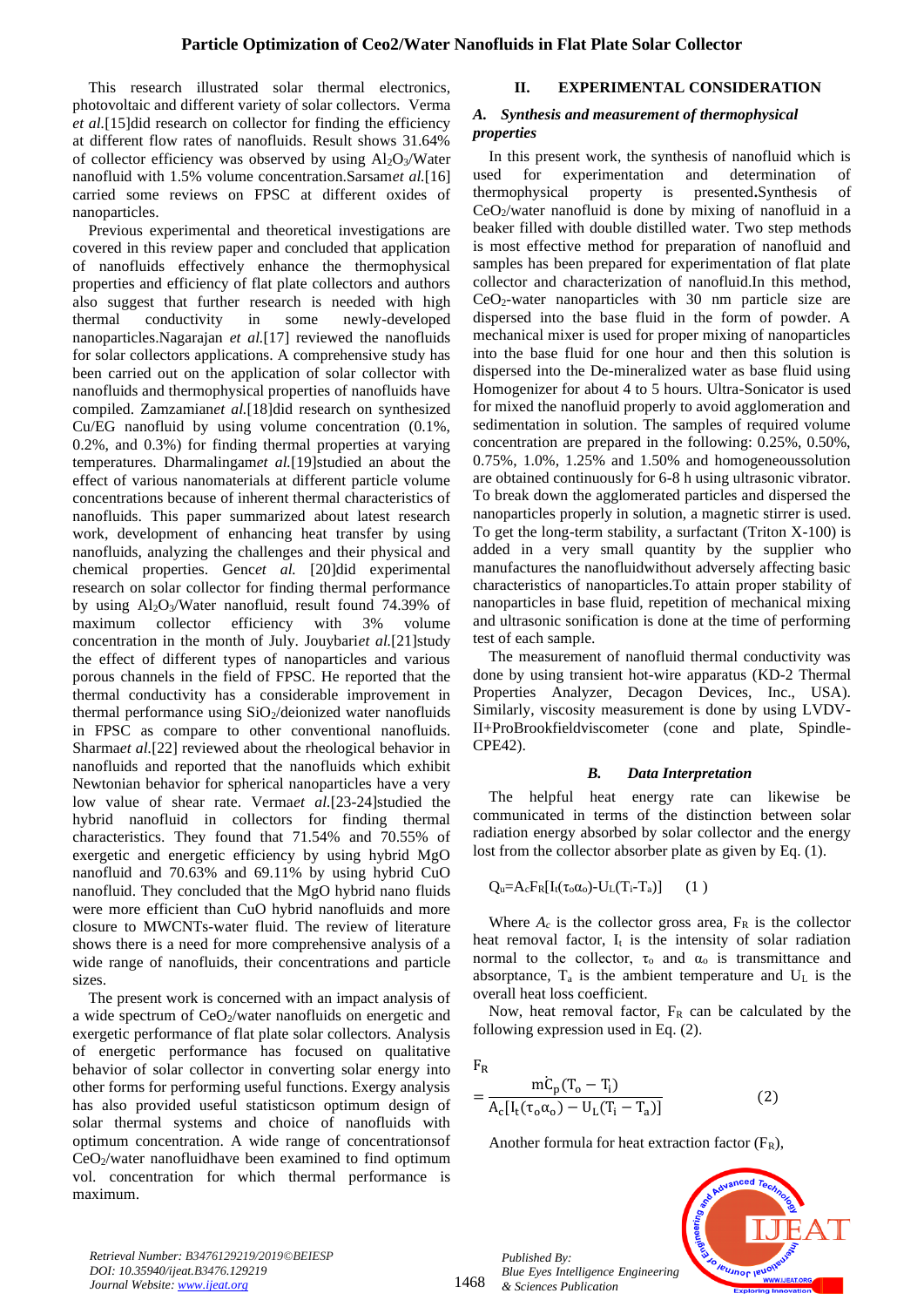This research illustrated solar thermal electronics, photovoltaic and different variety of solar collectors. Verma *et al.*[15]did research on collector for finding the efficiency at different flow rates of nanofluids. Result shows 31.64% of collector efficiency was observed by using $Al_2O_3$/Water nanofluid with 1.5% volume concentration.Sarsam*et al.*[16] carried some reviews on FPSC at different oxides of nanoparticles.

Previous experimental and theoretical investigations are covered in this review paper and concluded that application of nanofluids effectively enhance the thermophysical properties and efficiency of flat plate collectors and authors also suggest that further research is needed with high thermal conductivity in some newly-developed nanoparticles.Nagarajan *et al.*[17] reviewed the nanofluids for solar collectors applications. A comprehensive study has been carried out on the application of solar collector with nanofluids and thermophysical properties of nanofluids have compiled. Zamzamian*et al.*[18]did research on synthesized Cu/EG nanofluid by using volume concentration (0.1%, 0.2%, and 0.3%) for finding thermal properties at varying temperatures. Dharmalingam*et al.*[19]studied an about the effect of various nanomaterials at different particle volume concentrations because of inherent thermal characteristics of nanofluids. This paper summarized about latest research work, development of enhancing heat transfer by using nanofluids, analyzing the challenges and their physical and chemical properties. Genc*et al.* [20]did experimental research on solar collector for finding thermal performance by using $Al_2O_3$/Water nanofluid, result found 74.39% of maximum collector efficiency with 3% volume concentration in the month of July. Jouybari*et al.*[21]study the effect of different types of nanoparticles and various porous channels in the field of FPSC. He reported that the thermal conductivity has a considerable improvement in thermal performance using $SiO_2$/deionized water nanofluids in FPSC as compare to other conventional nanofluids. Sharma*et al.*[22] reviewed about the rheological behavior in nanofluids and reported that the nanofluids which exhibit Newtonian behavior for spherical nanoparticles have a very low value of shear rate. Verma*et al.*[23-24]studied the hybrid nanofluid in collectors for finding thermal characteristics. They found that 71.54% and 70.55% of exergetic and energetic efficiency by using hybrid MgO nanofluid and 70.63% and 69.11% by using hybrid CuO nanofluid. They concluded that the MgO hybrid nano fluids were more efficient than CuO hybrid nanofluids and more closure to MWCNTs-water fluid. The review of literature shows there is a need for more comprehensive analysis of a wide range of nanofluids, their concentrations and particle sizes.

The present work is concerned with an impact analysis of a wide spectrum of $CeO_2$/water nanofluids on energetic and exergetic performance of flat plate solar collectors. Analysis of energetic performance has focused on qualitative behavior of solar collector in converting solar energy into other forms for performing useful functions. Exergy analysis has also provided useful statisticson optimum design of solar thermal systems and choice of nanofluids with optimum concentration. A wide range of concentrationsof $CeO_2$/water nanofluidhave been examined to find optimum vol. concentration for which thermal performance is maximum.

## II. EXPERIMENTAL CONSIDERATION

### *A. Synthesis and measurement of thermophysical properties*

In this present work, the synthesis of nanofluid which is used for experimentation and determination of thermophysical property is presented.Synthesis of $CeO_2$/water nanofluid is done by mixing of nanofluid in a beaker filled with double distilled water. Two step methods is most effective method for preparation of nanofluid and samples has been prepared for experimentation of flat plate collector and characterization of nanofluid.In this method, $CeO_2$-water nanoparticles with 30 nm particle size are dispersed into the base fluid in the form of powder. A mechanical mixer is used for proper mixing of nanoparticles into the base fluid for one hour and then this solution is dispersed into the De-mineralized water as base fluid using Homogenizer for about 4 to 5 hours. Ultra-Sonicator is used for mixed the nanofluid properly to avoid agglomeration and sedimentation in solution. The samples of required volume concentration are prepared in the following: 0.25%, 0.50%, 0.75%, 1.0%, 1.25% and 1.50% and homogeneoussolution are obtained continuously for 6-8 h using ultrasonic vibrator. To break down the agglomerated particles and dispersed the nanoparticles properly in solution, a magnetic stirrer is used. To get the long-term stability, a surfactant (Triton X-100) is added in a very small quantity by the supplier who manufactures the nanofluidwithout adversely affecting basic characteristics of nanoparticles.To attain proper stability of nanoparticles in base fluid, repetition of mechanical mixing and ultrasonic sonification is done at the time of performing test of each sample.

The measurement of nanofluid thermal conductivity was done by using transient hot-wire apparatus (KD-2 Thermal Properties Analyzer, Decagon Devices, Inc., USA). Similarly, viscosity measurement is done by using LVDV-II+ProBrookfieldviscometer (cone and plate, Spindle-CPE42).

### *B. Data Interpretation*

The helpful heat energy rate can likewise be communicated in terms of the distinction between solar radiation energy absorbed by solar collector and the energy lost from the collector absorber plate as given by Eq. (1).

$$Q_u = A_c F_R[I_t(\tau_o\alpha_o) - U_L(T_i - T_a)] \quad (1)$$

Where $A_c$ is the collector gross area, $F_R$ is the collector heat removal factor, $I_t$ is the intensity of solar radiation normal to the collector, $\tau_o$ and $\alpha_o$ is transmittance and absorptance, $T_a$ is the ambient temperature and $U_L$ is the overall heat loss coefficient.

Now, heat removal factor, $F_R$ can be calculated by the following expression used in Eq. (2).

$$F_R = \frac{\dot{m}C_p(T_o - T_i)}{A_c[I_t(\tau_o\alpha_o) - U_L(T_i - T_a)]} \quad (2)$$

Another formula for heat extraction factor ($F_R$),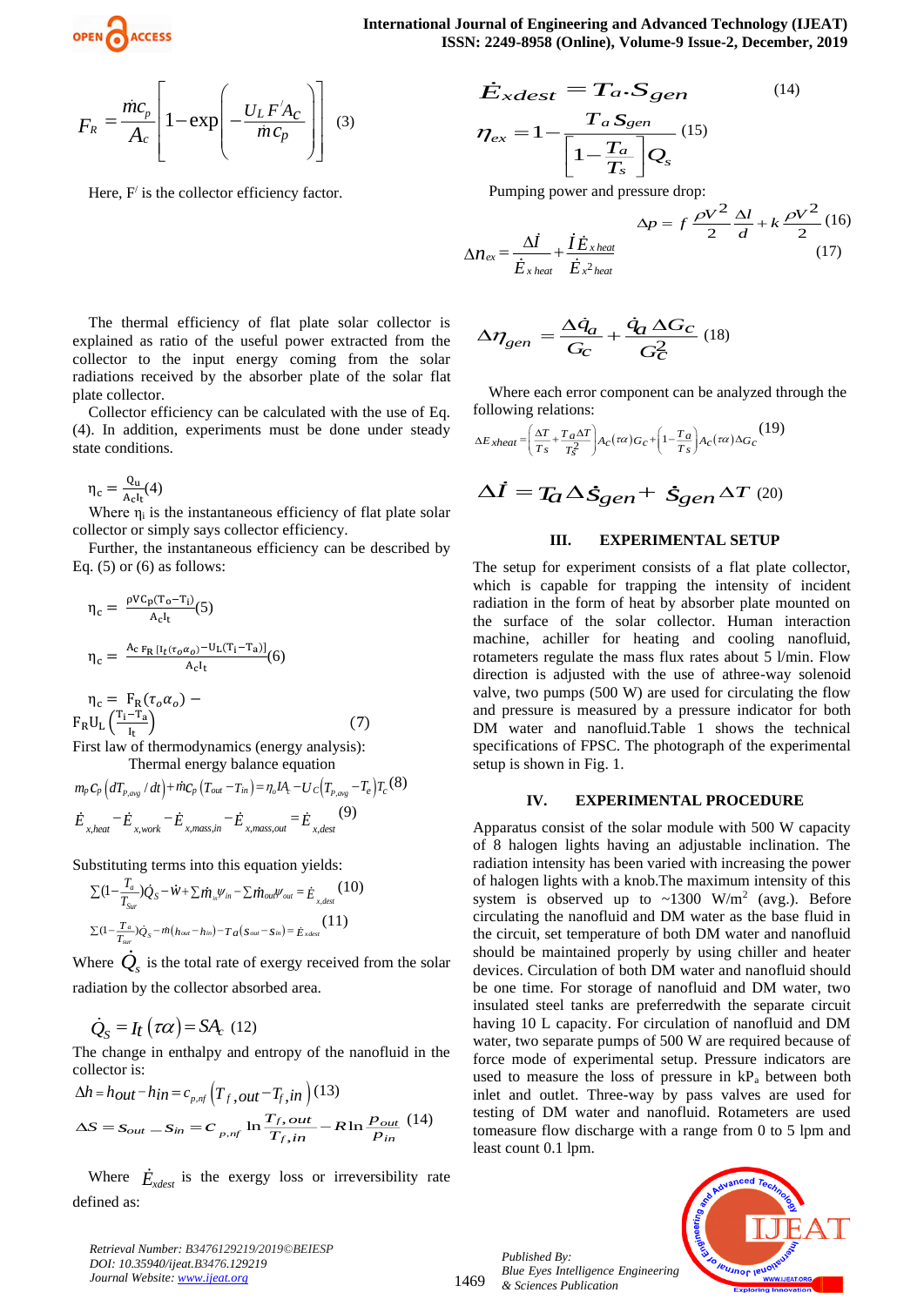$$F_R = \frac{\dot{m}c_p}{A_c}\left[1-\exp\left(-\frac{U_L F' A_c}{\dot{m}c_p}\right)\right] \quad (3)$$

Here, F/ is the collector efficiency factor.

The thermal efficiency of flat plate solar collector is explained as ratio of the useful power extracted from the collector to the input energy coming from the solar radiations received by the absorber plate of the solar flat plate collector.

Collector efficiency can be calculated with the use of Eq. (4). In addition, experiments must be done under steady state conditions.

$$\eta_c = \frac{Q_u}{A_c I_t} \quad (4)$$

Where $\eta_i$ is the instantaneous efficiency of flat plate solar collector or simply says collector efficiency.

Further, the instantaneous efficiency can be described by Eq. (5) or (6) as follows:

$$\eta_c = \frac{\rho V C_p (T_o - T_i)}{A_c I_t} \quad (5)$$

$$\eta_c = \frac{A_c F_R [I_t(\tau_o \alpha_o) - U_L(T_i - T_a)]}{A_c I_t} \quad (6)$$

$$\eta_c = F_R(\tau_o\alpha_o) - F_R U_L\left(\frac{T_i - T_a}{I_t}\right) \quad (7)$$

First law of thermodynamics (energy analysis):

Thermal energy balance equation

$$m_p C_p\left(dT_{p,avg}/dt\right) + \dot{m}C_p\left(T_{out} - T_{in}\right) = \eta_o I A_c - U_C\left(T_{p,avg} - T_e\right)T_c \quad (8)$$

$$\dot{E}_{x,heat} - \dot{E}_{x,work} - \dot{E}_{x,mass,in} - \dot{E}_{x,mass,out} = \dot{E}_{x,dest} \quad (9)$$

Substituting terms into this equation yields:

$$\sum\left(1-\frac{T_a}{T_{Sur}}\right)\dot{Q}_S - \dot{W} + \sum \dot{m}_{in}\psi_{in} - \sum \dot{m}_{out}\psi_{out} = \dot{E}_{x,dest} \quad (10)$$

$$\sum\left(1-\frac{T_a}{T_{sur}}\right)\dot{Q}_S - \dot{m}\left(h_{out} - h_{in}\right) - T_a\left(s_{out} - s_{in}\right) = \dot{E}_{xdest} \quad (11)$$

Where $\dot{Q}_s$ is the total rate of exergy received from the solar radiation by the collector absorbed area.

$$\dot{Q}_S = It\,(\tau\alpha) = SA_c \quad (12)$$

The change in enthalpy and entropy of the nanofluid in the collector is:

$$\Delta h = hout - hin = c_{p,nf}\left(T_{f,out} - T_{f,in}\right) \quad (13)$$

$$\Delta S = s_{out} - s_{in} = c_{p,nf}\ln\frac{T_{f,out}}{T_{f,in}} - R\ln\frac{P_{out}}{P_{in}} \quad (14)$$

Where $\dot{E}_{xdest}$ is the exergy loss or irreversibility rate defined as:

$$\dot{E}_{xdest} = T_a . S_{gen} \quad (14)$$

$$\eta_{ex} = 1 - \frac{T_a S_{gen}}{\left[1-\frac{T_a}{T_s}\right]Q_s} \quad (15)$$

Pumping power and pressure drop:

$$\Delta p = f\,\frac{\rho V^2}{2}\frac{\Delta l}{d} + k\,\frac{\rho V^2}{2} \quad (16)$$

$$\Delta n_{ex} = \frac{\Delta \dot{I}}{\dot{E}_{x\,heat}} + \frac{\dot{I}\,\dot{E}_{x\,heat}}{\dot{E}_{x^2\,heat}} \quad (17)$$

$$\Delta\eta_{gen} = \frac{\Delta\dot{q}_a}{G_c} + \frac{\dot{q}_a\,\Delta G_c}{G_c^2} \quad (18)$$

Where each error component can be analyzed through the following relations:

$$\Delta E_{xheat} = \left(\frac{\Delta T}{T_S} + \frac{T_a\Delta T}{T_S^2}\right)A_c(\tau\alpha)G_c + \left(1-\frac{T_a}{T_S}\right)A_c(\tau\alpha)\Delta G_c \quad (19)$$

$$\Delta\dot{I} = T_a\,\Delta\dot{S}_{gen} + \dot{S}_{gen}\,\Delta T \quad (20)$$

## III. EXPERIMENTAL SETUP

The setup for experiment consists of a flat plate collector, which is capable for trapping the intensity of incident radiation in the form of heat by absorber plate mounted on the surface of the solar collector. Human interaction machine, achiller for heating and cooling nanofluid, rotameters regulate the mass flux rates about 5 l/min. Flow direction is adjusted with the use of athree-way solenoid valve, two pumps (500 W) are used for circulating the flow and pressure is measured by a pressure indicator for both DM water and nanofluid.Table 1 shows the technical specifications of FPSC. The photograph of the experimental setup is shown in Fig. 1.

## IV. EXPERIMENTAL PROCEDURE

Apparatus consist of the solar module with 500 W capacity of 8 halogen lights having an adjustable inclination. The radiation intensity has been varied with increasing the power of halogen lights with a knob.The maximum intensity of this system is observed up to ~1300 W/m$^2$ (avg.). Before circulating the nanofluid and DM water as the base fluid in the circuit, set temperature of both DM water and nanofluid should be maintained properly by using chiller and heater devices. Circulation of both DM water and nanofluid should be one time. For storage of nanofluid and DM water, two insulated steel tanks are preferredwith the separate circuit having 10 L capacity. For circulation of nanofluid and DM water, two separate pumps of 500 W are required because of force mode of experimental setup. Pressure indicators are used to measure the loss of pressure in kP$_a$ between both inlet and outlet. Three-way by pass valves are used for testing of DM water and nanofluid. Rotameters are used tomeasure flow discharge with a range from 0 to 5 lpm and least count 0.1 lpm.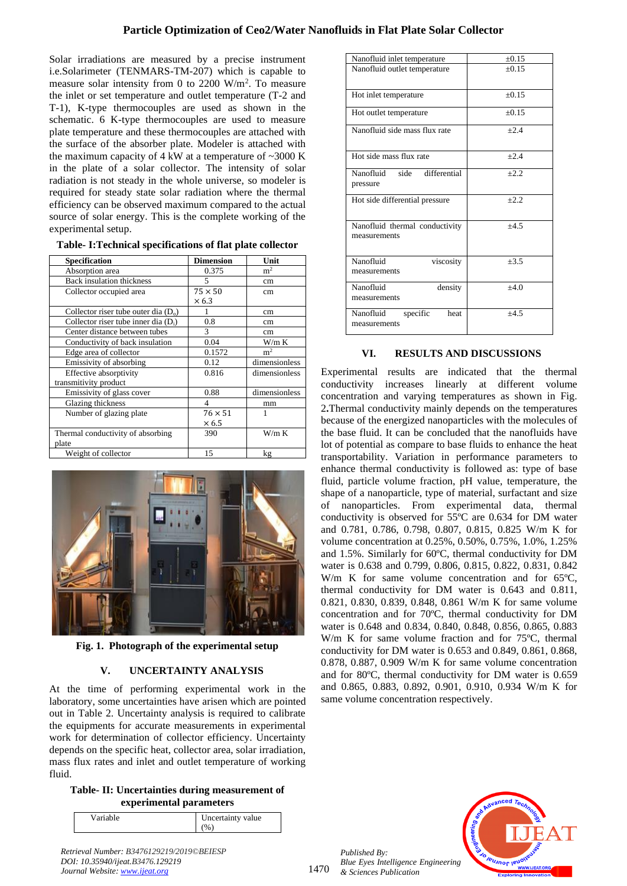Solar irradiations are measured by a precise instrument i.e.Solarimeter (TENMARS-TM-207) which is capable to measure solar intensity from 0 to 2200 W/m$^2$. To measure the inlet or set temperature and outlet temperature (T-2 and T-1), K-type thermocouples are used as shown in the schematic. 6 K-type thermocouples are used to measure plate temperature and these thermocouples are attached with the surface of the absorber plate. Modeler is attached with the maximum capacity of 4 kW at a temperature of ~3000 K in the plate of a solar collector. The intensity of solar radiation is not steady in the whole universe, so modeler is required for steady state solar radiation where the thermal efficiency can be observed maximum compared to the actual source of solar energy. This is the complete working of the experimental setup.

**Table- I:Technical specifications of flat plate collector**

| Specification | Dimension | Unit |
|---|---|---|
| Absorption area | 0.375 | m$^2$ |
| Back insulation thickness | 5 | cm |
| Collector occupied area | 75 × 50 × 6.3 | cm |
| Collector riser tube outer dia ($D_o$) | 1 | cm |
| Collector riser tube inner dia ($D_i$) | 0.8 | cm |
| Center distance between tubes | 3 | cm |
| Conductivity of back insulation | 0.04 | W/m K |
| Edge area of collector | 0.1572 | m$^2$ |
| Emissivity of absorbing | 0.12 | dimensionless |
| Effective absorptivity transmitivity product | 0.816 | dimensionless |
| Emissivity of glass cover | 0.88 | dimensionless |
| Glazing thickness | 4 | mm |
| Number of glazing plate | 76 × 51 × 6.5 | 1 |
| Thermal conductivity of absorbing plate | 390 | W/m K |
| Weight of collector | 15 | kg |

**Fig. 1. Photograph of the experimental setup**

## V. UNCERTAINTY ANALYSIS

At the time of performing experimental work in the laboratory, some uncertainties have arisen which are pointed out in Table 2. Uncertainty analysis is required to calibrate the equipments for accurate measurements in experimental work for determination of collector efficiency. Uncertainty depends on the specific heat, collector area, solar irradiation, mass flux rates and inlet and outlet temperature of working fluid.

**Table- II: Uncertainties during measurement of experimental parameters**

| Variable | Uncertainty value (%) |
|---|---|
| Nanofluid inlet temperature | ±0.15 |
| Nanofluid outlet temperature | ±0.15 |
| Hot inlet temperature | ±0.15 |
| Hot outlet temperature | ±0.15 |
| Nanofluid side mass flux rate | ±2.4 |
| Hot side mass flux rate | ±2.4 |
| Nanofluid side differential pressure | ±2.2 |
| Hot side differential pressure | ±2.2 |
| Nanofluid thermal conductivity measurements | ±4.5 |
| Nanofluid viscosity measurements | ±3.5 |
| Nanofluid density measurements | ±4.0 |
| Nanofluid specific heat measurements | ±4.5 |

## VI. RESULTS AND DISCUSSIONS

Experimental results are indicated that the thermal conductivity increases linearly at different volume concentration and varying temperatures as shown in Fig. 2.Thermal conductivity mainly depends on the temperatures because of the energized nanoparticles with the molecules of the base fluid. It can be concluded that the nanofluids have lot of potential as compare to base fluids to enhance the heat transportability. Variation in performance parameters to enhance thermal conductivity is followed as: type of base fluid, particle volume fraction, pH value, temperature, the shape of a nanoparticle, type of material, surfactant and size of nanoparticles. From experimental data, thermal conductivity is observed for 55ºC are 0.634 for DM water and 0.781, 0.786, 0.798, 0.807, 0.815, 0.825 W/m K for volume concentration at 0.25%, 0.50%, 0.75%, 1.0%, 1.25% and 1.5%. Similarly for 60ºC, thermal conductivity for DM water is 0.638 and 0.799, 0.806, 0.815, 0.822, 0.831, 0.842 W/m K for same volume concentration and for 65ºC, thermal conductivity for DM water is 0.643 and 0.811, 0.821, 0.830, 0.839, 0.848, 0.861 W/m K for same volume concentration and for 70ºC, thermal conductivity for DM water is 0.648 and 0.834, 0.840, 0.848, 0.856, 0.865, 0.883 W/m K for same volume fraction and for 75ºC, thermal conductivity for DM water is 0.653 and 0.849, 0.861, 0.868, 0.878, 0.887, 0.909 W/m K for same volume concentration and for 80ºC, thermal conductivity for DM water is 0.659 and 0.865, 0.883, 0.892, 0.901, 0.910, 0.934 W/m K for same volume concentration respectively.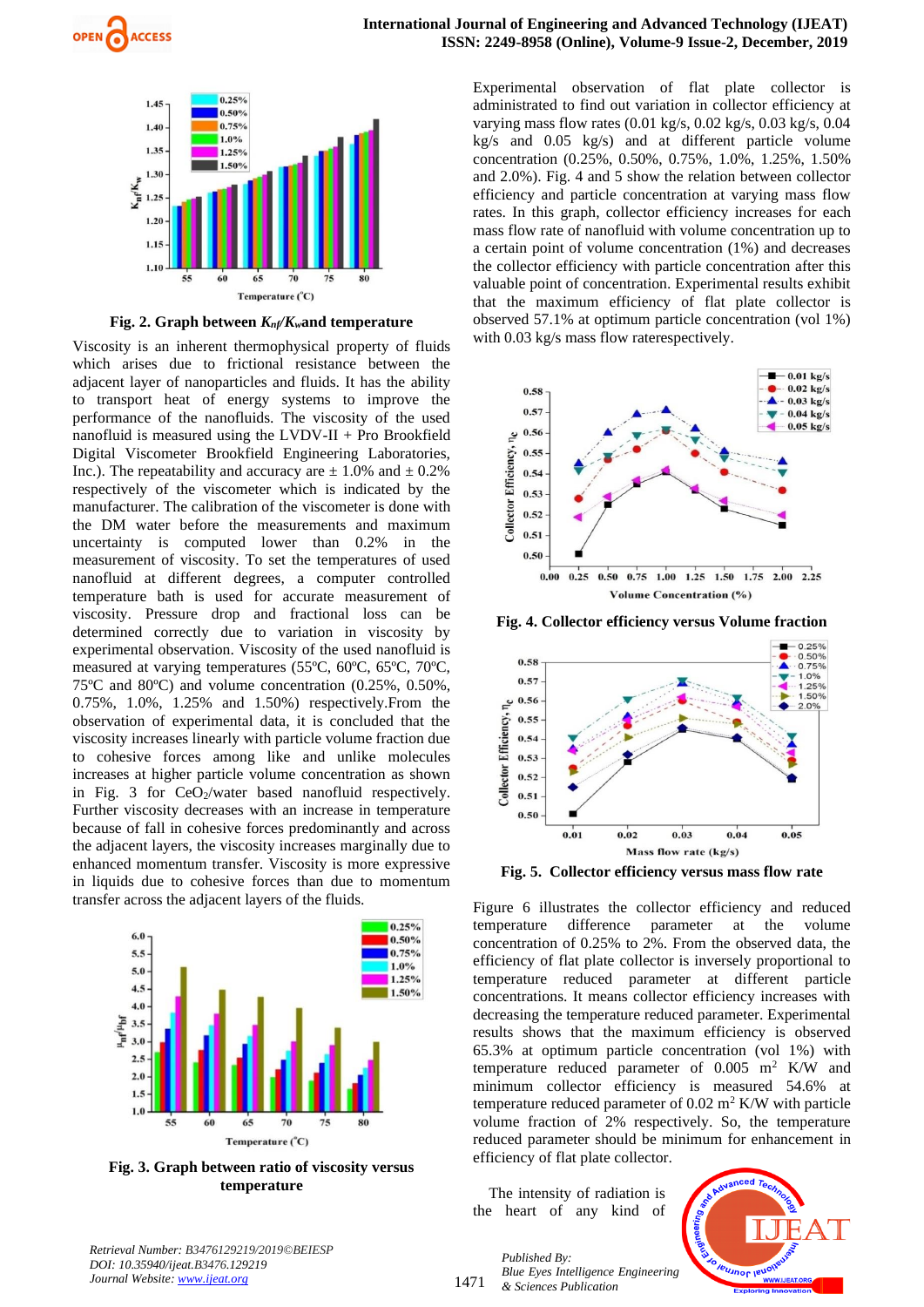Fig. 2. Graph between $K_{nf}/K_w$and temperature

Viscosity is an inherent thermophysical property of fluids which arises due to frictional resistance between the adjacent layer of nanoparticles and fluids. It has the ability to transport heat of energy systems to improve the performance of the nanofluids. The viscosity of the used nanofluid is measured using the LVDV-II + Pro Brookfield Digital Viscometer Brookfield Engineering Laboratories, Inc.). The repeatability and accuracy are ± 1.0% and ± 0.2% respectively of the viscometer which is indicated by the manufacturer. The calibration of the viscometer is done with the DM water before the measurements and maximum uncertainty is computed lower than 0.2% in the measurement of viscosity. To set the temperatures of used nanofluid at different degrees, a computer controlled temperature bath is used for accurate measurement of viscosity. Pressure drop and fractional loss can be determined correctly due to variation in viscosity by experimental observation. Viscosity of the used nanofluid is measured at varying temperatures (55ºC, 60ºC, 65ºC, 70ºC, 75ºC and 80ºC) and volume concentration (0.25%, 0.50%, 0.75%, 1.0%, 1.25% and 1.50%) respectively.From the observation of experimental data, it is concluded that the viscosity increases linearly with particle volume fraction due to cohesive forces among like and unlike molecules increases at higher particle volume concentration as shown in Fig. 3 for $CeO_2$/water based nanofluid respectively. Further viscosity decreases with an increase in temperature because of fall in cohesive forces predominantly and across the adjacent layers, the viscosity increases marginally due to enhanced momentum transfer. Viscosity is more expressive in liquids due to cohesive forces than due to momentum transfer across the adjacent layers of the fluids.

Fig. 3. Graph between ratio of viscosity versus temperature

Experimental observation of flat plate collector is administrated to find out variation in collector efficiency at varying mass flow rates (0.01 kg/s, 0.02 kg/s, 0.03 kg/s, 0.04 kg/s and 0.05 kg/s) and at different particle volume concentration (0.25%, 0.50%, 0.75%, 1.0%, 1.25%, 1.50% and 2.0%). Fig. 4 and 5 show the relation between collector efficiency and particle concentration at varying mass flow rates. In this graph, collector efficiency increases for each mass flow rate of nanofluid with volume concentration up to a certain point of volume concentration (1%) and decreases the collector efficiency with particle concentration after this valuable point of concentration. Experimental results exhibit that the maximum efficiency of flat plate collector is observed 57.1% at optimum particle concentration (vol 1%) with 0.03 kg/s mass flow raterespectively.

Fig. 4. Collector efficiency versus Volume fraction

Fig. 5. Collector efficiency versus mass flow rate

Figure 6 illustrates the collector efficiency and reduced temperature difference parameter at the volume concentration of 0.25% to 2%. From the observed data, the efficiency of flat plate collector is inversely proportional to temperature reduced parameter at different particle concentrations. It means collector efficiency increases with decreasing the temperature reduced parameter. Experimental results shows that the maximum efficiency is observed 65.3% at optimum particle concentration (vol 1%) with temperature reduced parameter of 0.005 $m^2$ K/W and minimum collector efficiency is measured 54.6% at temperature reduced parameter of 0.02 $m^2$ K/W with particle volume fraction of 2% respectively. So, the temperature reduced parameter should be minimum for enhancement in efficiency of flat plate collector.

The intensity of radiation is the heart of any kind of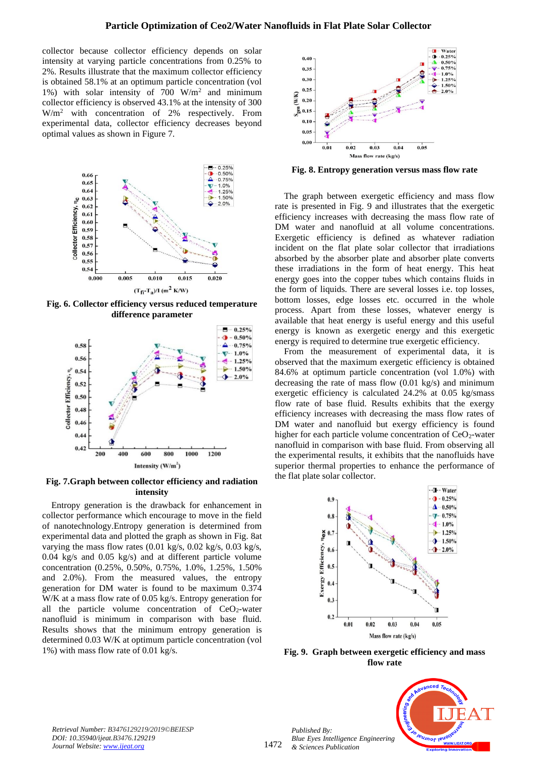collector because collector efficiency depends on solar intensity at varying particle concentrations from 0.25% to 2%. Results illustrate that the maximum collector efficiency is obtained 58.1% at an optimum particle concentration (vol 1%) with solar intensity of 700 $W/m^2$ and minimum collector efficiency is observed 43.1% at the intensity of 300 $W/m^2$ with concentration of 2% respectively. From experimental data, collector efficiency decreases beyond optimal values as shown in Figure 7.

**Fig. 6. Collector efficiency versus reduced temperature difference parameter**

**Fig. 7.Graph between collector efficiency and radiation intensity**

Entropy generation is the drawback for enhancement in collector performance which encourage to move in the field of nanotechnology.Entropy generation is determined from experimental data and plotted the graph as shown in Fig. 8at varying the mass flow rates (0.01 kg/s, 0.02 kg/s, 0.03 kg/s, 0.04 kg/s and 0.05 kg/s) and at different particle volume concentration (0.25%, 0.50%, 0.75%, 1.0%, 1.25%, 1.50% and 2.0%). From the measured values, the entropy generation for DM water is found to be maximum 0.374 W/K at a mass flow rate of 0.05 kg/s. Entropy generation for all the particle volume concentration of $CeO_2$-water nanofluid is minimum in comparison with base fluid. Results shows that the minimum entropy generation is determined 0.03 W/K at optimum particle concentration (vol 1%) with mass flow rate of 0.01 kg/s.

**Fig. 8. Entropy generation versus mass flow rate**

The graph between exergetic efficiency and mass flow rate is presented in Fig. 9 and illustrates that the exergetic efficiency increases with decreasing the mass flow rate of DM water and nanofluid at all volume concentrations. Exergetic efficiency is defined as whatever radiation incident on the flat plate solar collector that irradiations absorbed by the absorber plate and absorber plate converts these irradiations in the form of heat energy. This heat energy goes into the copper tubes which contains fluids in the form of liquids. There are several losses i.e. top losses, bottom losses, edge losses etc. occurred in the whole process. Apart from these losses, whatever energy is available that heat energy is useful energy and this useful energy is known as exergetic energy and this exergetic energy is required to determine true exergetic efficiency.

From the measurement of experimental data, it is observed that the maximum exergetic efficiency is obtained 84.6% at optimum particle concentration (vol 1.0%) with decreasing the rate of mass flow (0.01 kg/s) and minimum exergetic efficiency is calculated 24.2% at 0.05 kg/smass flow rate of base fluid. Results exhibits that the exergy efficiency increases with decreasing the mass flow rates of DM water and nanofluid but exergy efficiency is found higher for each particle volume concentration of $CeO_2$-water nanofluid in comparison with base fluid. From observing all the experimental results, it exhibits that the nanofluids have superior thermal properties to enhance the performance of the flat plate solar collector.

**Fig. 9. Graph between exergetic efficiency and mass flow rate**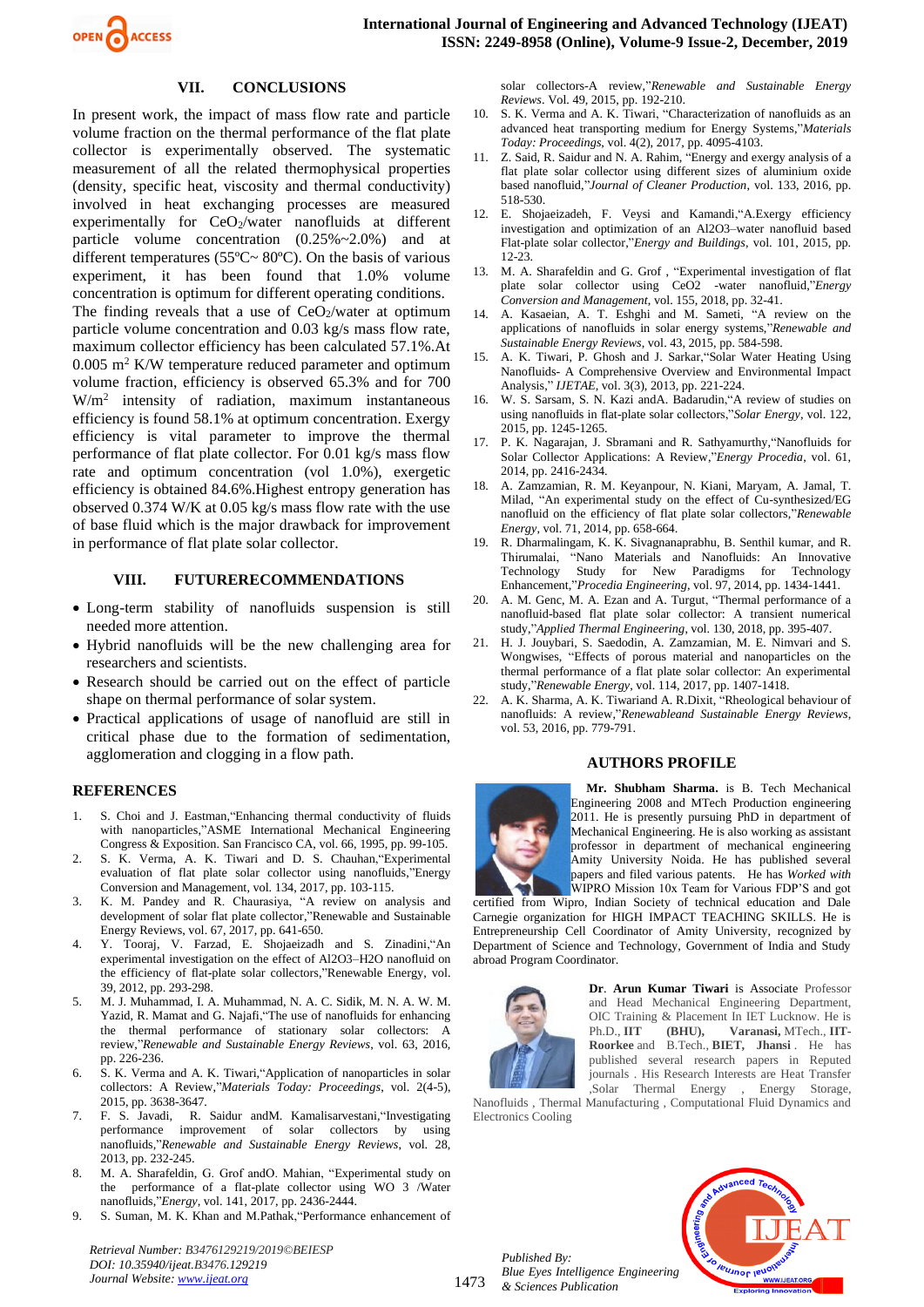## VII. CONCLUSIONS

In present work, the impact of mass flow rate and particle volume fraction on the thermal performance of the flat plate collector is experimentally observed. The systematic measurement of all the related thermophysical properties (density, specific heat, viscosity and thermal conductivity) involved in heat exchanging processes are measured experimentally for $CeO_2$/water nanofluids at different particle volume concentration (0.25%~2.0%) and at different temperatures (55ºC~ 80ºC). On the basis of various experiment, it has been found that 1.0% volume concentration is optimum for different operating conditions. The finding reveals that a use of $CeO_2$/water at optimum particle volume concentration and 0.03 kg/s mass flow rate, maximum collector efficiency has been calculated 57.1%.At 0.005 $m^2$ K/W temperature reduced parameter and optimum volume fraction, efficiency is observed 65.3% and for 700 $W/m^2$ intensity of radiation, maximum instantaneous efficiency is found 58.1% at optimum concentration. Exergy efficiency is vital parameter to improve the thermal performance of flat plate collector. For 0.01 kg/s mass flow rate and optimum concentration (vol 1.0%), exergetic efficiency is obtained 84.6%.Highest entropy generation has observed 0.374 W/K at 0.05 kg/s mass flow rate with the use of base fluid which is the major drawback for improvement in performance of flat plate solar collector.

## VIII. FUTURERECOMMENDATIONS

- Long-term stability of nanofluids suspension is still needed more attention.
- Hybrid nanofluids will be the new challenging area for researchers and scientists.
- Research should be carried out on the effect of particle shape on thermal performance of solar system.
- Practical applications of usage of nanofluid are still in critical phase due to the formation of sedimentation, agglomeration and clogging in a flow path.

## REFERENCES

1. S. Choi and J. Eastman,"Enhancing thermal conductivity of fluids with nanoparticles,"ASME International Mechanical Engineering Congress & Exposition. San Francisco CA, vol. 66, 1995, pp. 99-105.
2. S. K. Verma, A. K. Tiwari and D. S. Chauhan,"Experimental evaluation of flat plate solar collector using nanofluids,"Energy Conversion and Management, vol. 134, 2017, pp. 103-115.
3. K. M. Pandey and R. Chaurasiya, "A review on analysis and development of solar flat plate collector,"Renewable and Sustainable Energy Reviews, vol. 67, 2017, pp. 641-650.
4. Y. Tooraj, V. Farzad, E. Shojaeizadh and S. Zinadini,"An experimental investigation on the effect of Al2O3–H2O nanofluid on the efficiency of flat-plate solar collectors,"Renewable Energy, vol. 39, 2012, pp. 293-298.
5. M. J. Muhammad, I. A. Muhammad, N. A. C. Sidik, M. N. A. W. M. Yazid, R. Mamat and G. Najafi,"The use of nanofluids for enhancing the thermal performance of stationary solar collectors: A review,"*Renewable and Sustainable Energy Reviews*, vol. 63, 2016, pp. 226-236.
6. S. K. Verma and A. K. Tiwari,"Application of nanoparticles in solar collectors: A Review,"*Materials Today: Proceedings*, vol. 2(4-5), 2015, pp. 3638-3647.
7. F. S. Javadi, R. Saidur andM. Kamalisarvestani,"Investigating performance improvement of solar collectors by using nanofluids,"*Renewable and Sustainable Energy Reviews*, vol. 28, 2013, pp. 232-245.
8. M. A. Sharafeldin, G. Grof andO. Mahian, "Experimental study on the performance of a flat-plate collector using WO 3 /Water nanofluids,"*Energy*, vol. 141, 2017, pp. 2436-2444.
9. S. Suman, M. K. Khan and M.Pathak,"Performance enhancement of solar collectors-A review,"*Renewable and Sustainable Energy Reviews*. Vol. 49, 2015, pp. 192-210.
10. S. K. Verma and A. K. Tiwari, "Characterization of nanofluids as an advanced heat transporting medium for Energy Systems,"*Materials Today: Proceedings*, vol. 4(2), 2017, pp. 4095-4103.
11. Z. Said, R. Saidur and N. A. Rahim, "Energy and exergy analysis of a flat plate solar collector using different sizes of aluminium oxide based nanofluid,"*Journal of Cleaner Production*, vol. 133, 2016, pp. 518-530.
12. E. Shojaeizadeh, F. Veysi and Kamandi,"A.Exergy efficiency investigation and optimization of an Al2O3–water nanofluid based Flat-plate solar collector,"*Energy and Buildings*, vol. 101, 2015, pp. 12-23.
13. M. A. Sharafeldin and G. Grof , "Experimental investigation of flat plate solar collector using CeO2 -water nanofluid,"*Energy Conversion and Management*, vol. 155, 2018, pp. 32-41.
14. A. Kasaeian, A. T. Eshghi and M. Sameti, "A review on the applications of nanofluids in solar energy systems,"*Renewable and Sustainable Energy Reviews*, vol. 43, 2015, pp. 584-598.
15. A. K. Tiwari, P. Ghosh and J. Sarkar,"Solar Water Heating Using Nanofluids- A Comprehensive Overview and Environmental Impact Analysis," *IJETAE*, vol. 3(3), 2013, pp. 221-224.
16. W. S. Sarsam, S. N. Kazi andA. Badarudin,"A review of studies on using nanofluids in flat-plate solar collectors,"*Solar Energy*, vol. 122, 2015, pp. 1245-1265.
17. P. K. Nagarajan, J. Sbramani and R. Sathyamurthy,"Nanofluids for Solar Collector Applications: A Review,"*Energy Procedia*, vol. 61, 2014, pp. 2416-2434.
18. A. Zamzamian, R. M. Keyanpour, N. Kiani, Maryam, A. Jamal, T. Milad, "An experimental study on the effect of Cu-synthesized/EG nanofluid on the efficiency of flat plate solar collectors,"*Renewable Energy*, vol. 71, 2014, pp. 658-664.
19. R. Dharmalingam, K. K. Sivagnanaprabhu, B. Senthil kumar, and R. Thirumalai, "Nano Materials and Nanofluids: An Innovative Technology Study for New Paradigms for Technology Enhancement,"*Procedia Engineering*, vol. 97, 2014, pp. 1434-1441.
20. A. M. Genc, M. A. Ezan and A. Turgut, "Thermal performance of a nanofluid-based flat plate solar collector: A transient numerical study,"*Applied Thermal Engineering*, vol. 130, 2018, pp. 395-407.
21. H. J. Jouybari, S. Saedodin, A. Zamzamian, M. E. Nimvari and S. Wongwises, "Effects of porous material and nanoparticles on the thermal performance of a flat plate solar collector: An experimental study,"*Renewable Energy*, vol. 114, 2017, pp. 1407-1418.
22. A. K. Sharma, A. K. Tiwariand A. R.Dixit, "Rheological behaviour of nanofluids: A review,"*Renewableand Sustainable Energy Reviews*, vol. 53, 2016, pp. 779-791.

## AUTHORS PROFILE

**Mr. Shubham Sharma.** is B. Tech Mechanical Engineering 2008 and MTech Production engineering 2011. He is presently pursuing PhD in department of Mechanical Engineering. He is also working as assistant professor in department of mechanical engineering Amity University Noida. He has published several papers and filed various patents. He has *Worked with* WIPRO Mission 10x Team for Various FDP'S and got certified from Wipro, Indian Society of technical education and Dale Carnegie organization for HIGH IMPACT TEACHING SKILLS. He is Entrepreneurship Cell Coordinator of Amity University, recognized by Department of Science and Technology, Government of India and Study abroad Program Coordinator.

**Dr. Arun Kumar Tiwari** is Associate Professor and Head Mechanical Engineering Department, OIC Training & Placement In IET Lucknow. He is Ph.D., **IIT (BHU), Varanasi,** MTech., **IIT-Roorkee** and B.Tech., **BIET, Jhansi**. He has published several research papers in Reputed journals . His Research Interests are Heat Transfer ,Solar Thermal Energy , Energy Storage, Nanofluids , Thermal Manufacturing , Computational Fluid Dynamics and Electronics Cooling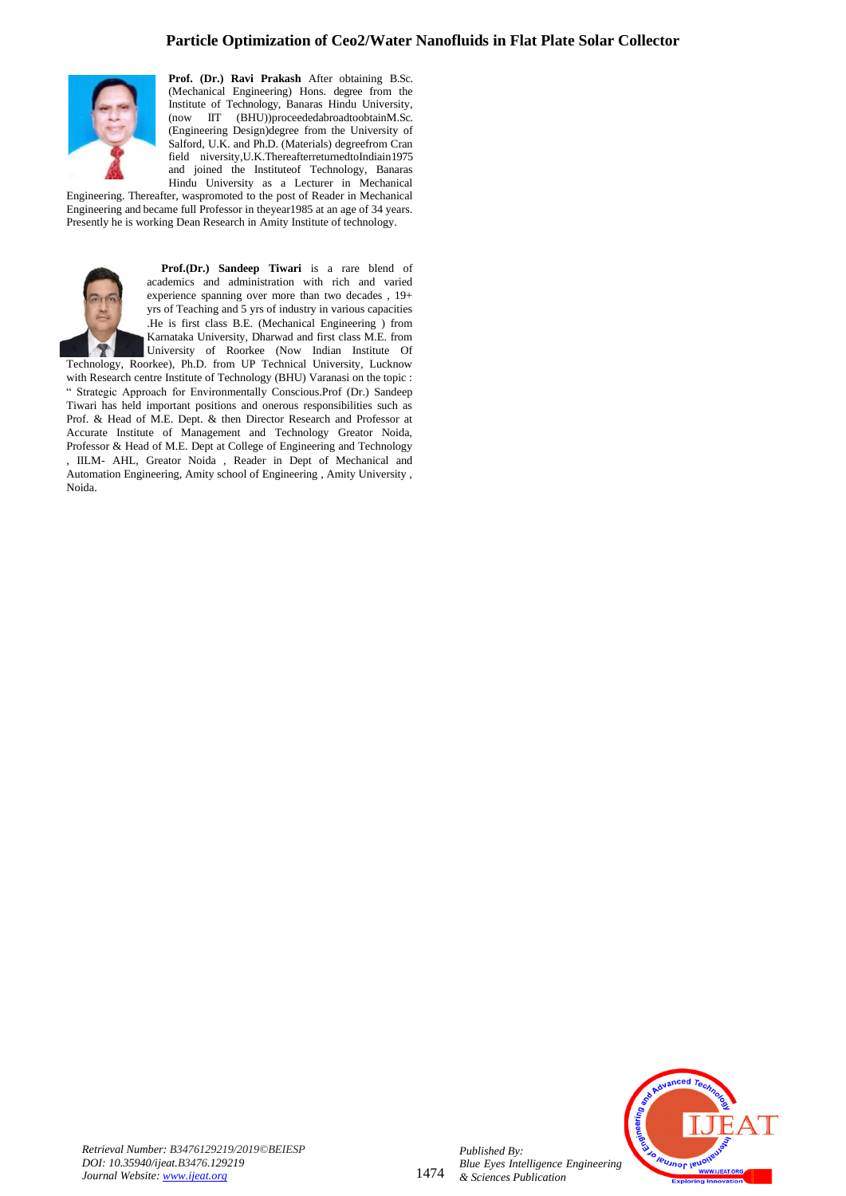**Prof. (Dr.) Ravi Prakash** After obtaining B.Sc. (Mechanical Engineering) Hons. degree from the Institute of Technology, Banaras Hindu University, (now IIT (BHU))proceededabroadtoobtainM.Sc. (Engineering Design)degree from the University of Salford, U.K. and Ph.D. (Materials) degreefrom Cran field niversity,U.K.ThereafterreturnedtoIndiain1975 and joined the Instituteof Technology, Banaras Hindu University as a Lecturer in Mechanical Engineering. Thereafter, waspromoted to the post of Reader in Mechanical Engineering and became full Professor in theyear1985 at an age of 34 years. Presently he is working Dean Research in Amity Institute of technology.

**Prof.(Dr.) Sandeep Tiwari** is a rare blend of academics and administration with rich and varied experience spanning over more than two decades , 19+ yrs of Teaching and 5 yrs of industry in various capacities .He is first class B.E. (Mechanical Engineering ) from Karnataka University, Dharwad and first class M.E. from University of Roorkee (Now Indian Institute Of Technology, Roorkee), Ph.D. from UP Technical University, Lucknow with Research centre Institute of Technology (BHU) Varanasi on the topic : " Strategic Approach for Environmentally Conscious.Prof (Dr.) Sandeep Tiwari has held important positions and onerous responsibilities such as Prof. & Head of M.E. Dept. & then Director Research and Professor at Accurate Institute of Management and Technology Greator Noida, Professor & Head of M.E. Dept at College of Engineering and Technology , IILM- AHL, Greator Noida , Reader in Dept of Mechanical and Automation Engineering, Amity school of Engineering , Amity University , Noida.